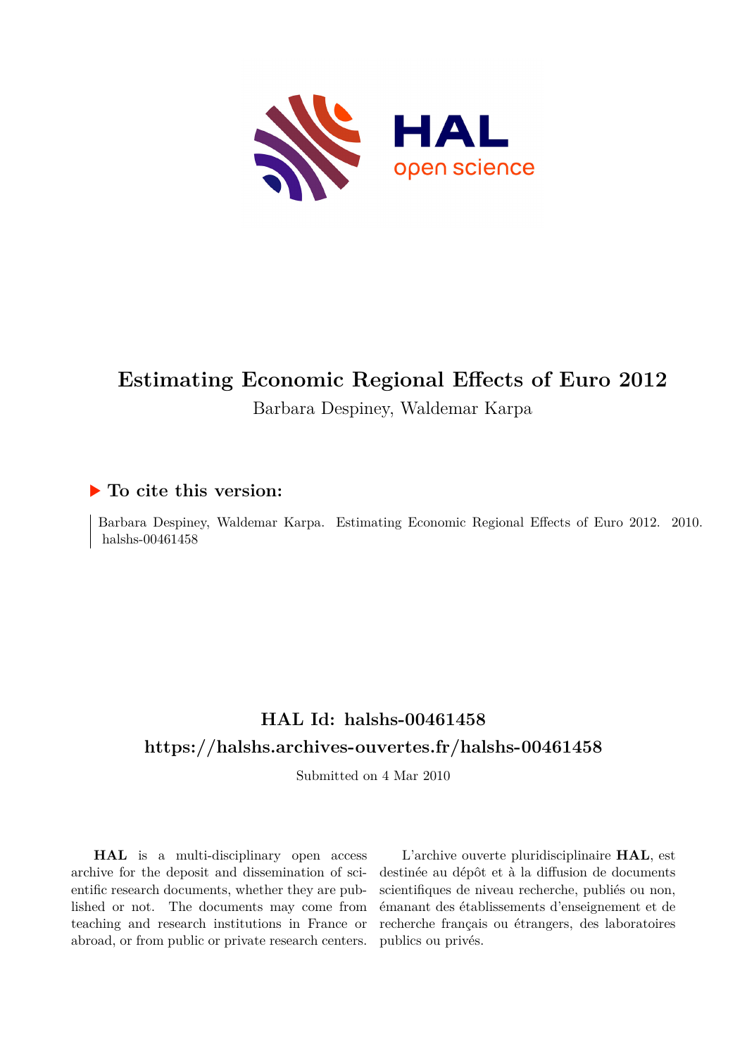# Estimating Economic Regional Effects of Euro 2012

Barbara Despiney, Waldemar Karpa

## ▶ To cite this version:

Barbara Despiney, Waldemar Karpa. Estimating Economic Regional Effects of Euro 2012. 2010. halshs-00461458

## HAL Id: halshs-00461458

## https://halshs.archives-ouvertes.fr/halshs-00461458

Submitted on 4 Mar 2010

**HAL** is a multi-disciplinary open access archive for the deposit and dissemination of scientific research documents, whether they are published or not. The documents may come from teaching and research institutions in France or abroad, or from public or private research centers.

L'archive ouverte pluridisciplinaire **HAL**, est destinée au dépôt et à la diffusion de documents scientifiques de niveau recherche, publiés ou non, émanant des établissements d'enseignement et de recherche français ou étrangers, des laboratoires publics ou privés.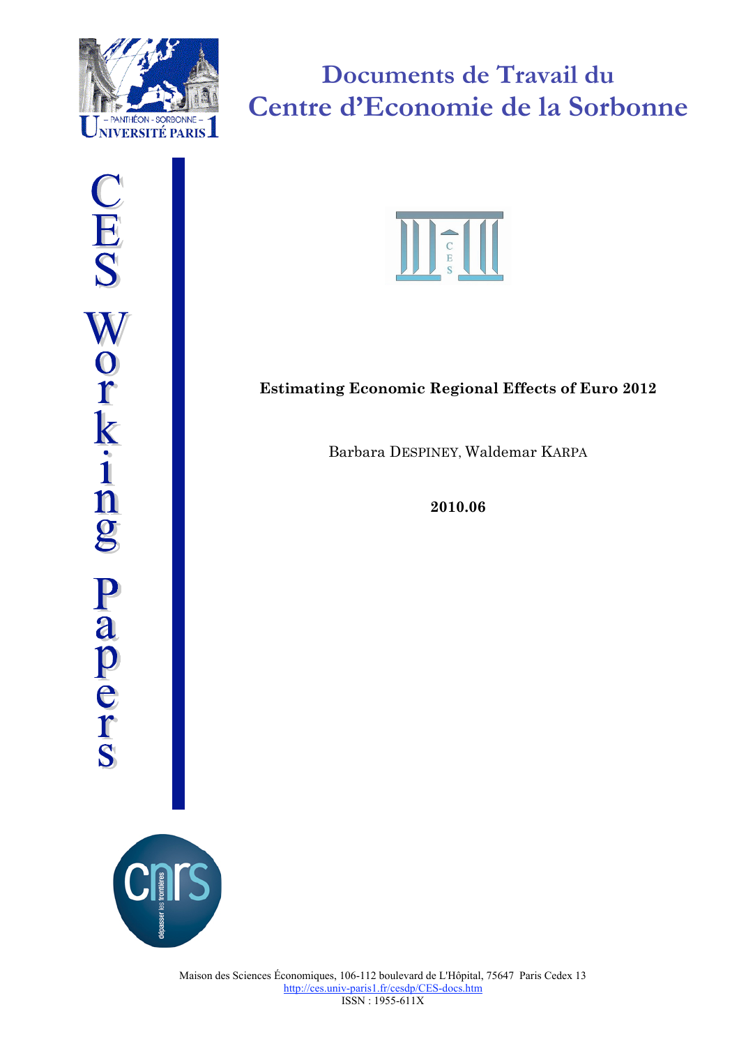# Documents de Travail du Centre d'Economie de la Sorbonne

CES Working Papers

**Estimating Economic Regional Effects of Euro 2012**

Barbara DESPINEY, Waldemar KARPA

**2010.06**

Maison des Sciences Économiques, 106-112 boulevard de L'Hôpital, 75647 Paris Cedex 13
http://ces.univ-paris1.fr/cesdp/CES-docs.htm
ISSN : 1955-611X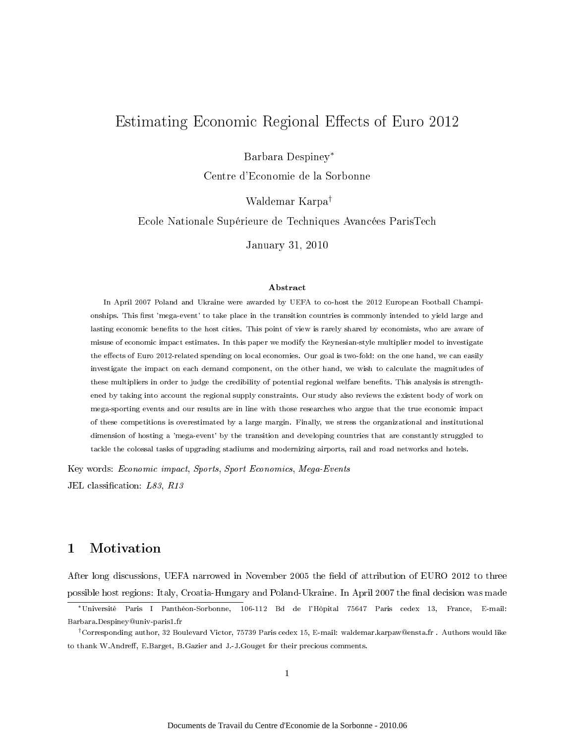# Estimating Economic Regional Effects of Euro 2012

Barbara Despiney[*]

Centre d'Economie de la Sorbonne

Waldemar Karpa[†]

Ecole Nationale Supérieure de Techniques Avancées ParisTech

January 31, 2010

**Abstract**

In April 2007 Poland and Ukraine were awarded by UEFA to co-host the 2012 European Football Championships. This first 'mega-event' to take place in the transition countries is commonly intended to yield large and lasting economic benefits to the host cities. This point of view is rarely shared by economists, who are aware of misuse of economic impact estimates. In this paper we modify the Keynesian-style multiplier model to investigate the effects of Euro 2012-related spending on local economies. Our goal is two-fold: on the one hand, we can easily investigate the impact on each demand component, on the other hand, we wish to calculate the magnitudes of these multipliers in order to judge the credibility of potential regional welfare benefits. This analysis is strengthened by taking into account the regional supply constraints. Our study also reviews the existent body of work on mega-sporting events and our results are in line with those researches who argue that the true economic impact of these competitions is overestimated by a large margin. Finally, we stress the organizational and institutional dimension of hosting a 'mega-event' by the transition and developing countries that are constantly struggled to tackle the colossal tasks of upgrading stadiums and modernizing airports, rail and road networks and hotels.

Key words: *Economic impact*, *Sports*, *Sport Economics*, *Mega-Events*

JEL classification: *L83*, *R13*

## 1 Motivation

After long discussions, UEFA narrowed in November 2005 the field of attribution of EURO 2012 to three possible host regions: Italy, Croatia-Hungary and Poland-Ukraine. In April 2007 the final decision was made

[*] Université Paris I Panthéon-Sorbonne, 106-112 Bd de l'Hôpital 75647 Paris cedex 13, France, E-mail: Barbara.Despiney@univ-paris1.fr

[†] Corresponding author, 32 Boulevard Victor, 75739 Paris cedex 15, E-mail: waldemar.karpaw@ensta.fr . Authors would like to thank W.Andreff, E.Barget, B.Gazier and J.-J.Gouget for their precious comments.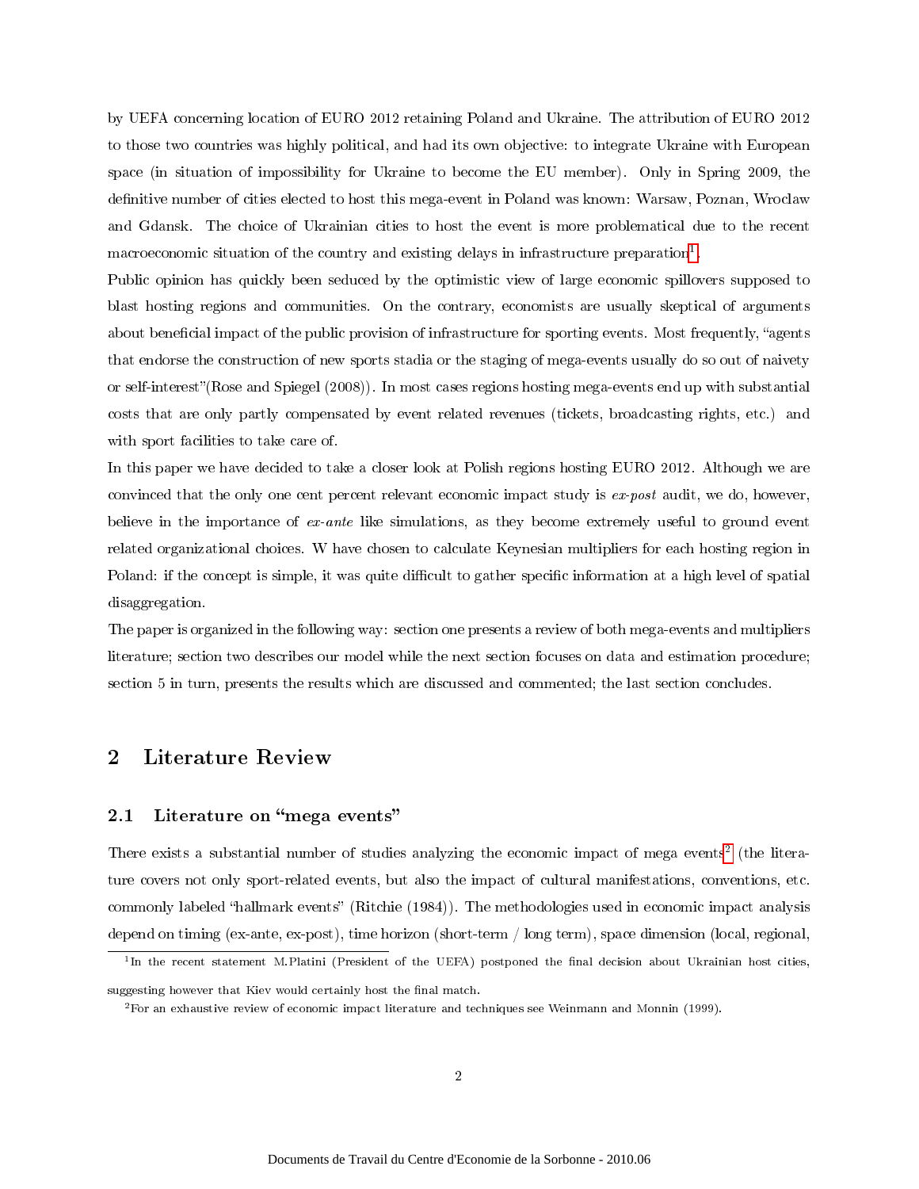by UEFA concerning location of EURO 2012 retaining Poland and Ukraine. The attribution of EURO 2012 to those two countries was highly political, and had its own objective: to integrate Ukraine with European space (in situation of impossibility for Ukraine to become the EU member). Only in Spring 2009, the definitive number of cities elected to host this mega-event in Poland was known: Warsaw, Poznan, Wroclaw and Gdansk. The choice of Ukrainian cities to host the event is more problematical due to the recent macroeconomic situation of the country and existing delays in infrastructure preparation[1].

Public opinion has quickly been seduced by the optimistic view of large economic spillovers supposed to blast hosting regions and communities. On the contrary, economists are usually skeptical of arguments about beneficial impact of the public provision of infrastructure for sporting events. Most frequently, "agents that endorse the construction of new sports stadia or the staging of mega-events usually do so out of naivety or self-interest"(Rose and Spiegel (2008)). In most cases regions hosting mega-events end up with substantial costs that are only partly compensated by event related revenues (tickets, broadcasting rights, etc.) and with sport facilities to take care of.

In this paper we have decided to take a closer look at Polish regions hosting EURO 2012. Although we are convinced that the only one cent percent relevant economic impact study is *ex-post* audit, we do, however, believe in the importance of *ex-ante* like simulations, as they become extremely useful to ground event related organizational choices. W have chosen to calculate Keynesian multipliers for each hosting region in Poland: if the concept is simple, it was quite difficult to gather specific information at a high level of spatial disaggregation.

The paper is organized in the following way: section one presents a review of both mega-events and multipliers literature; section two describes our model while the next section focuses on data and estimation procedure; section 5 in turn, presents the results which are discussed and commented; the last section concludes.

## 2 Literature Review

### 2.1 Literature on "mega events"

There exists a substantial number of studies analyzing the economic impact of mega events[2] (the literature covers not only sport-related events, but also the impact of cultural manifestations, conventions, etc. commonly labeled "hallmark events" (Ritchie (1984)). The methodologies used in economic impact analysis depend on timing (ex-ante, ex-post), time horizon (short-term / long term), space dimension (local, regional,

[1] In the recent statement M.Platini (President of the UEFA) postponed the final decision about Ukrainian host cities, suggesting however that Kiev would certainly host the final match.

[2] For an exhaustive review of economic impact literature and techniques see Weinmann and Monnin (1999).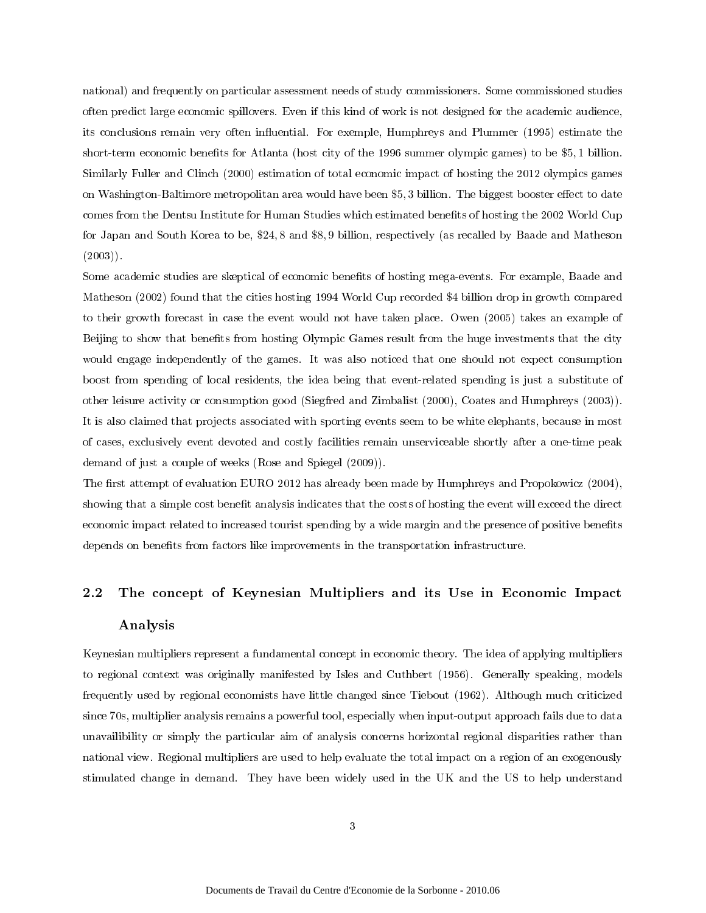national) and frequently on particular assessment needs of study commissioners. Some commissioned studies often predict large economic spillovers. Even if this kind of work is not designed for the academic audience, its conclusions remain very often influential. For exemple, Humphreys and Plummer (1995) estimate the short-term economic benefits for Atlanta (host city of the 1996 summer olympic games) to be $5, 1 billion. Similarly Fuller and Clinch (2000) estimation of total economic impact of hosting the 2012 olympics games on Washington-Baltimore metropolitan area would have been $5, 3 billion. The biggest booster effect to date comes from the Dentsu Institute for Human Studies which estimated benefits of hosting the 2002 World Cup for Japan and South Korea to be, $24, 8 and $8, 9 billion, respectively (as recalled by Baade and Matheson (2003)).

Some academic studies are skeptical of economic benefits of hosting mega-events. For example, Baade and Matheson (2002) found that the cities hosting 1994 World Cup recorded $4 billion drop in growth compared to their growth forecast in case the event would not have taken place. Owen (2005) takes an example of Beijing to show that benefits from hosting Olympic Games result from the huge investments that the city would engage independently of the games. It was also noticed that one should not expect consumption boost from spending of local residents, the idea being that event-related spending is just a substitute of other leisure activity or consumption good (Siegfred and Zimbalist (2000), Coates and Humphreys (2003)). It is also claimed that projects associated with sporting events seem to be white elephants, because in most of cases, exclusively event devoted and costly facilities remain unserviceable shortly after a one-time peak demand of just a couple of weeks (Rose and Spiegel (2009)).

The first attempt of evaluation EURO 2012 has already been made by Humphreys and Propokowicz (2004), showing that a simple cost benefit analysis indicates that the costs of hosting the event will exceed the direct economic impact related to increased tourist spending by a wide margin and the presence of positive benefits depends on benefits from factors like improvements in the transportation infrastructure.

## 2.2 The concept of Keynesian Multipliers and its Use in Economic Impact Analysis

Keynesian multipliers represent a fundamental concept in economic theory. The idea of applying multipliers to regional context was originally manifested by Isles and Cuthbert (1956). Generally speaking, models frequently used by regional economists have little changed since Tiebout (1962). Although much criticized since 70s, multiplier analysis remains a powerful tool, especially when input-output approach fails due to data unavailibility or simply the particular aim of analysis concerns horizontal regional disparities rather than national view. Regional multipliers are used to help evaluate the total impact on a region of an exogenously stimulated change in demand. They have been widely used in the UK and the US to help understand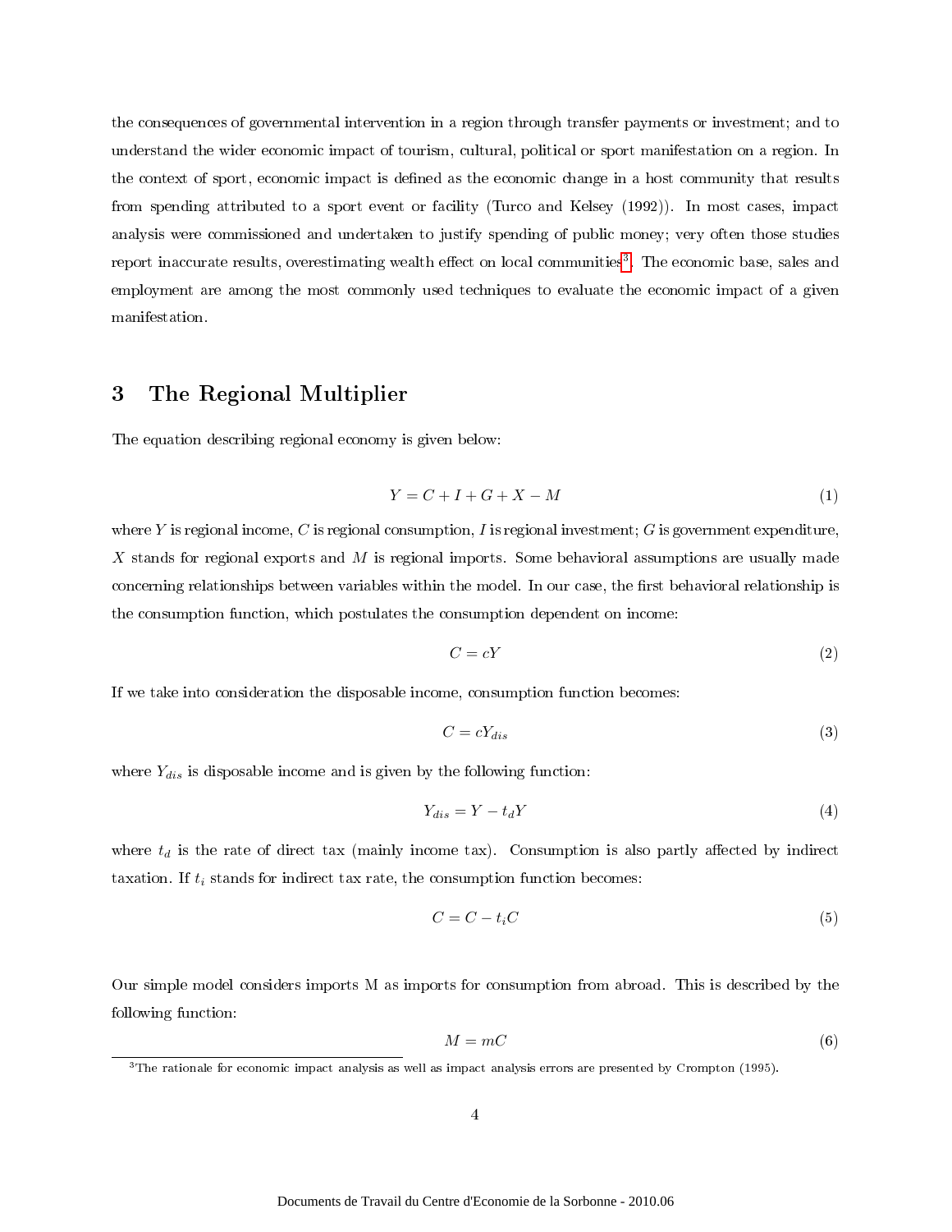the consequences of governmental intervention in a region through transfer payments or investment; and to understand the wider economic impact of tourism, cultural, political or sport manifestation on a region. In the context of sport, economic impact is defined as the economic change in a host community that results from spending attributed to a sport event or facility (Turco and Kelsey (1992)). In most cases, impact analysis were commissioned and undertaken to justify spending of public money; very often those studies report inaccurate results, overestimating wealth effect on local communities[3]. The economic base, sales and employment are among the most commonly used techniques to evaluate the economic impact of a given manifestation.

## 3 The Regional Multiplier

The equation describing regional economy is given below:

$$Y = C + I + G + X - M \tag{1}$$

where $Y$ is regional income, $C$ is regional consumption, $I$ is regional investment; $G$ is government expenditure, $X$ stands for regional exports and $M$ is regional imports. Some behavioral assumptions are usually made concerning relationships between variables within the model. In our case, the first behavioral relationship is the consumption function, which postulates the consumption dependent on income:

$$C = cY \tag{2}$$

If we take into consideration the disposable income, consumption function becomes:

$$C = cY_{dis} \tag{3}$$

where $Y_{dis}$ is disposable income and is given by the following function:

$$Y_{dis} = Y - t_d Y \tag{4}$$

where $t_d$ is the rate of direct tax (mainly income tax). Consumption is also partly affected by indirect taxation. If $t_i$ stands for indirect tax rate, the consumption function becomes:

$$C = C - t_i C \tag{5}$$

Our simple model considers imports M as imports for consumption from abroad. This is described by the following function:

$$M = mC \tag{6}$$

[3] The rationale for economic impact analysis as well as impact analysis errors are presented by Crompton (1995).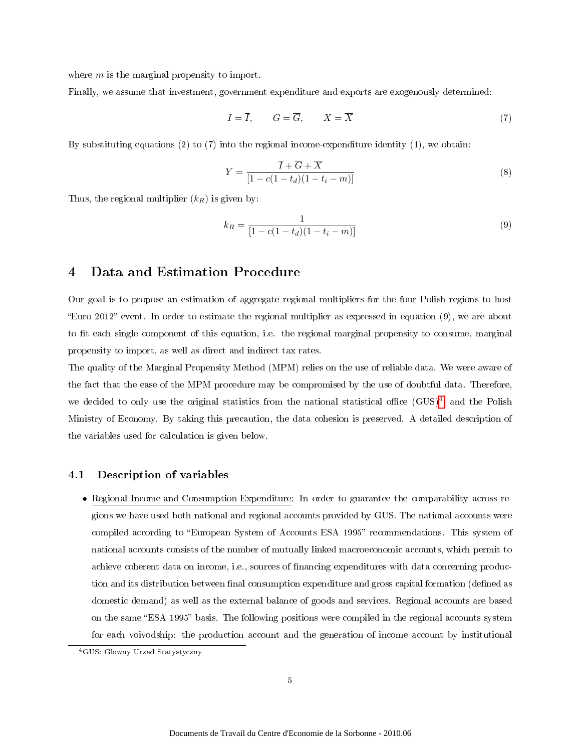where $m$ is the marginal propensity to import.

Finally, we assume that investment, government expenditure and exports are exogenously determined:

$$I = \overline{I}, \qquad G = \overline{G}, \qquad X = \overline{X} \tag{7}$$

By substituting equations (2) to (7) into the regional income-expenditure identity (1), we obtain:

$$Y = \frac{\overline{I} + \overline{G} + \overline{X}}{[1 - c(1 - t_d)(1 - t_i - m)]} \tag{8}$$

Thus, the regional multiplier ($k_R$) is given by:

$$k_R = \frac{1}{[1 - c(1 - t_d)(1 - t_i - m)]} \tag{9}$$

## 4 Data and Estimation Procedure

Our goal is to propose an estimation of aggregate regional multipliers for the four Polish regions to host "Euro 2012" event. In order to estimate the regional multiplier as expressed in equation (9), we are about to fit each single component of this equation, i.e. the regional marginal propensity to consume, marginal propensity to import, as well as direct and indirect tax rates.

The quality of the Marginal Propensity Method (MPM) relies on the use of reliable data. We were aware of the fact that the ease of the MPM procedure may be compromised by the use of doubtful data. Therefore, we decided to only use the original statistics from the national statistical office (GUS)[4], and the Polish Ministry of Economy. By taking this precaution, the data cohesion is preserved. A detailed description of the variables used for calculation is given below.

### 4.1 Description of variables

- Regional Income and Consumption Expenditure: In order to guarantee the comparability across regions we have used both national and regional accounts provided by GUS. The national accounts were compiled according to "European System of Accounts ESA 1995" recommendations. This system of national accounts consists of the number of mutually linked macroeconomic accounts, which permit to achieve coherent data on income, i.e., sources of financing expenditures with data concerning production and its distribution between final consumption expenditure and gross capital formation (defined as domestic demand) as well as the external balance of goods and services. Regional accounts are based on the same "ESA 1995" basis. The following positions were compiled in the regional accounts system for each voivodship: the production account and the generation of income account by institutional

[4] GUS: Glowny Urzad Statystyczny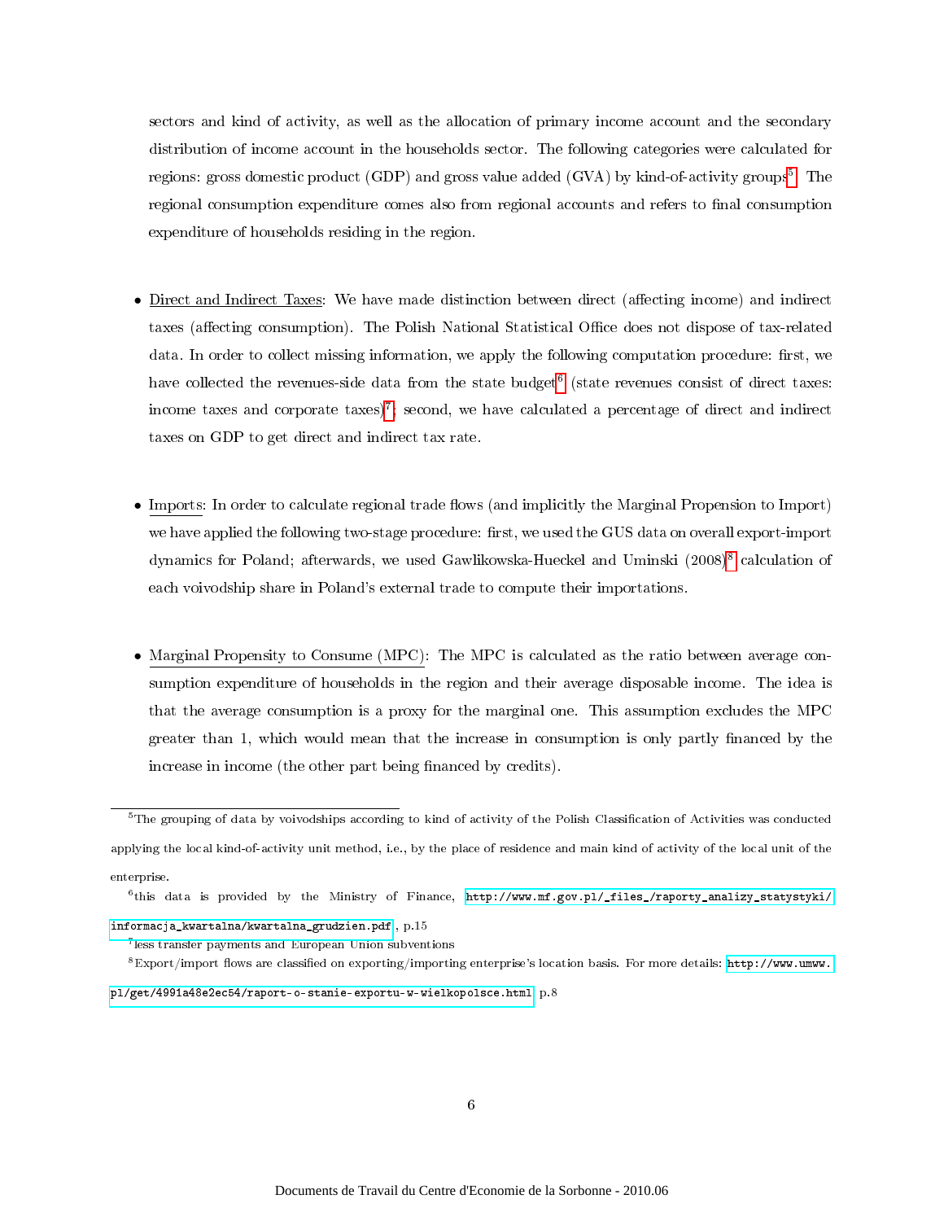sectors and kind of activity, as well as the allocation of primary income account and the secondary distribution of income account in the households sector. The following categories were calculated for regions: gross domestic product (GDP) and gross value added (GVA) by kind-of-activity groups[5]. The regional consumption expenditure comes also from regional accounts and refers to final consumption expenditure of households residing in the region.

- Direct and Indirect Taxes: We have made distinction between direct (affecting income) and indirect taxes (affecting consumption). The Polish National Statistical Office does not dispose of tax-related data. In order to collect missing information, we apply the following computation procedure: first, we have collected the revenues-side data from the state budget[6] (state revenues consist of direct taxes: income taxes and corporate taxes)[7]; second, we have calculated a percentage of direct and indirect taxes on GDP to get direct and indirect tax rate.

- Imports: In order to calculate regional trade flows (and implicitly the Marginal Propension to Import) we have applied the following two-stage procedure: first, we used the GUS data on overall export-import dynamics for Poland; afterwards, we used Gawlikowska-Hueckel and Uminski (2008)[8] calculation of each voivodship share in Poland's external trade to compute their importations.

- Marginal Propensity to Consume (MPC): The MPC is calculated as the ratio between average consumption expenditure of households in the region and their average disposable income. The idea is that the average consumption is a proxy for the marginal one. This assumption excludes the MPC greater than 1, which would mean that the increase in consumption is only partly financed by the increase in income (the other part being financed by credits).

---

[5] The grouping of data by voivodships according to kind of activity of the Polish Classification of Activities was conducted applying the local kind-of-activity unit method, i.e., by the place of residence and main kind of activity of the local unit of the enterprise.

[6] this data is provided by the Ministry of Finance, http://www.mf.gov.pl/_files_/raporty_analizy_statystyki/informacja_kwartalna/kwartalna_grudzien.pdf, p.15

[7] less transfer payments and European Union subventions

[8] Export/import flows are classified on exporting/importing enterprise's location basis. For more details: http://www.umww.pl/get/4991a48e2ec54/raport-o-stanie-exportu-w-wielkopolsce.html p.8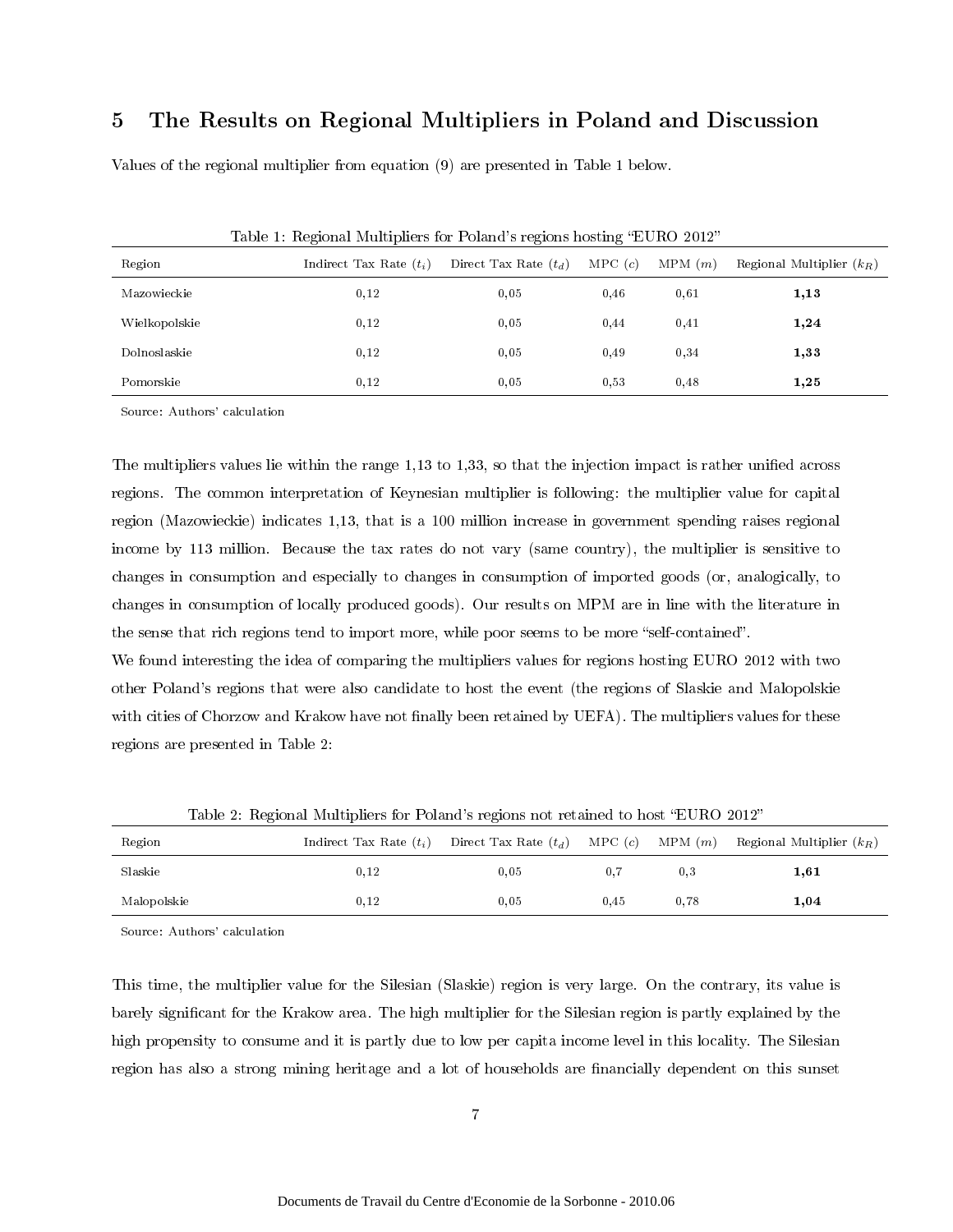## 5 The Results on Regional Multipliers in Poland and Discussion

Values of the regional multiplier from equation (9) are presented in Table 1 below.

Table 1: Regional Multipliers for Poland's regions hosting "EURO 2012"

| Region | Indirect Tax Rate ($t_i$) | Direct Tax Rate ($t_d$) | MPC ($c$) | MPM ($m$) | Regional Multiplier ($k_R$) |
|---|---|---|---|---|---|
| Mazowieckie | 0,12 | 0,05 | 0,46 | 0,61 | **1,13** |
| Wielkopolskie | 0,12 | 0,05 | 0,44 | 0,41 | **1,24** |
| Dolnoslaskie | 0,12 | 0,05 | 0,49 | 0,34 | **1,33** |
| Pomorskie | 0,12 | 0,05 | 0,53 | 0,48 | **1,25** |

Source: Authors' calculation

The multipliers values lie within the range 1,13 to 1,33, so that the injection impact is rather unified across regions. The common interpretation of Keynesian multiplier is following: the multiplier value for capital region (Mazowieckie) indicates 1,13, that is a 100 million increase in government spending raises regional income by 113 million. Because the tax rates do not vary (same country), the multiplier is sensitive to changes in consumption and especially to changes in consumption of imported goods (or, analogically, to changes in consumption of locally produced goods). Our results on MPM are in line with the literature in the sense that rich regions tend to import more, while poor seems to be more "self-contained".

We found interesting the idea of comparing the multipliers values for regions hosting EURO 2012 with two other Poland's regions that were also candidate to host the event (the regions of Slaskie and Malopolskie with cities of Chorzow and Krakow have not finally been retained by UEFA). The multipliers values for these regions are presented in Table 2:

Table 2: Regional Multipliers for Poland's regions not retained to host "EURO 2012"

| Region | Indirect Tax Rate ($t_i$) | Direct Tax Rate ($t_d$) | MPC ($c$) | MPM ($m$) | Regional Multiplier ($k_R$) |
|---|---|---|---|---|---|
| Slaskie | 0,12 | 0,05 | 0,7 | 0,3 | **1,61** |
| Malopolskie | 0,12 | 0,05 | 0,45 | 0,78 | **1,04** |

Source: Authors' calculation

This time, the multiplier value for the Silesian (Slaskie) region is very large. On the contrary, its value is barely significant for the Krakow area. The high multiplier for the Silesian region is partly explained by the high propensity to consume and it is partly due to low per capita income level in this locality. The Silesian region has also a strong mining heritage and a lot of households are financially dependent on this sunset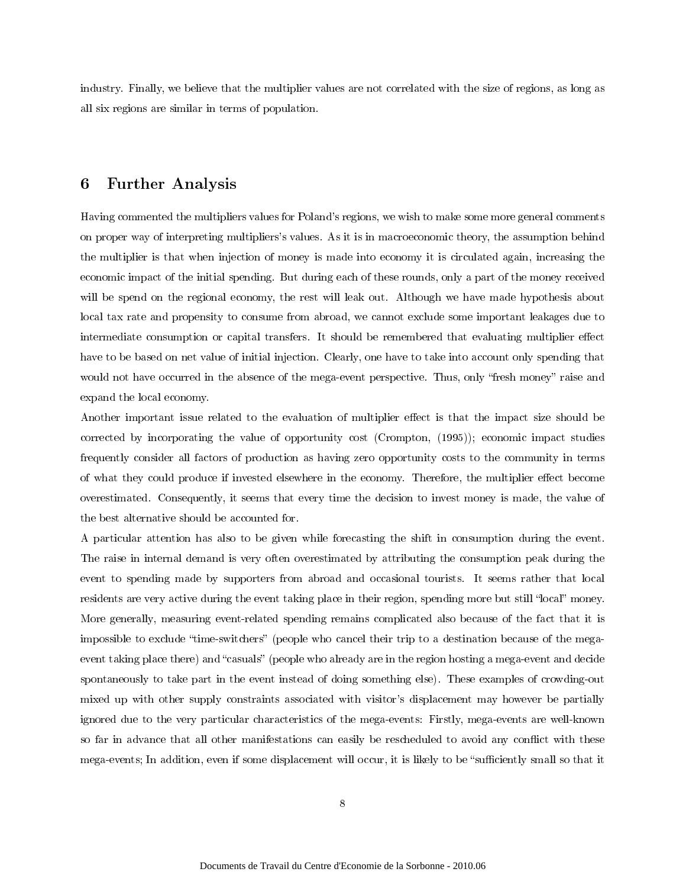industry. Finally, we believe that the multiplier values are not correlated with the size of regions, as long as all six regions are similar in terms of population.

## 6 Further Analysis

Having commented the multipliers values for Poland's regions, we wish to make some more general comments on proper way of interpreting multipliers's values. As it is in macroeconomic theory, the assumption behind the multiplier is that when injection of money is made into economy it is circulated again, increasing the economic impact of the initial spending. But during each of these rounds, only a part of the money received will be spend on the regional economy, the rest will leak out. Although we have made hypothesis about local tax rate and propensity to consume from abroad, we cannot exclude some important leakages due to intermediate consumption or capital transfers. It should be remembered that evaluating multiplier effect have to be based on net value of initial injection. Clearly, one have to take into account only spending that would not have occurred in the absence of the mega-event perspective. Thus, only "fresh money" raise and expand the local economy.

Another important issue related to the evaluation of multiplier effect is that the impact size should be corrected by incorporating the value of opportunity cost (Crompton, (1995)); economic impact studies frequently consider all factors of production as having zero opportunity costs to the community in terms of what they could produce if invested elsewhere in the economy. Therefore, the multiplier effect become overestimated. Consequently, it seems that every time the decision to invest money is made, the value of the best alternative should be accounted for.

A particular attention has also to be given while forecasting the shift in consumption during the event. The raise in internal demand is very often overestimated by attributing the consumption peak during the event to spending made by supporters from abroad and occasional tourists. It seems rather that local residents are very active during the event taking place in their region, spending more but still "local" money. More generally, measuring event-related spending remains complicated also because of the fact that it is impossible to exclude "time-switchers" (people who cancel their trip to a destination because of the mega-event taking place there) and "casuals" (people who already are in the region hosting a mega-event and decide spontaneously to take part in the event instead of doing something else). These examples of crowding-out mixed up with other supply constraints associated with visitor's displacement may however be partially ignored due to the very particular characteristics of the mega-events: Firstly, mega-events are well-known so far in advance that all other manifestations can easily be rescheduled to avoid any conflict with these mega-events; In addition, even if some displacement will occur, it is likely to be "sufficiently small so that it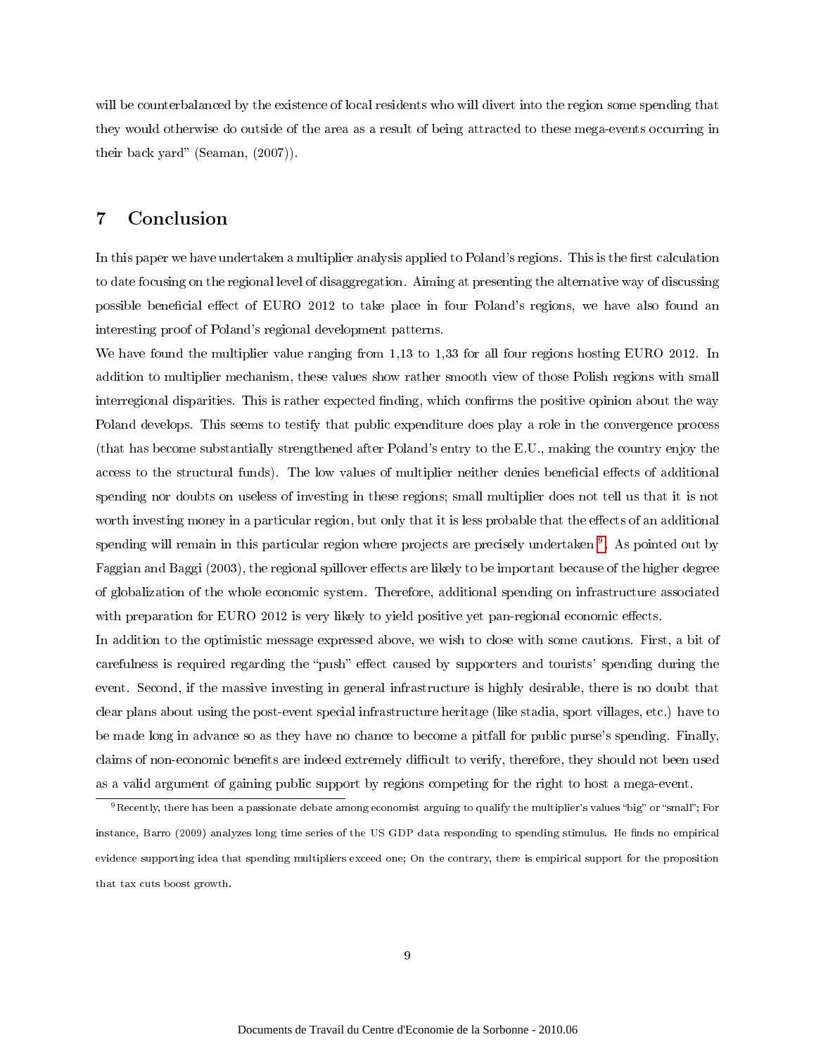will be counterbalanced by the existence of local residents who will divert into the region some spending that they would otherwise do outside of the area as a result of being attracted to these mega-events occurring in their back yard" (Seaman, (2007)).

## 7 Conclusion

In this paper we have undertaken a multiplier analysis applied to Poland's regions. This is the first calculation to date focusing on the regional level of disaggregation. Aiming at presenting the alternative way of discussing possible beneficial effect of EURO 2012 to take place in four Poland's regions, we have also found an interesting proof of Poland's regional development patterns.

We have found the multiplier value ranging from 1,13 to 1,33 for all four regions hosting EURO 2012. In addition to multiplier mechanism, these values show rather smooth view of those Polish regions with small interregional disparities. This is rather expected finding, which confirms the positive opinion about the way Poland develops. This seems to testify that public expenditure does play a role in the convergence process (that has become substantially strengthened after Poland's entry to the E.U., making the country enjoy the access to the structural funds). The low values of multiplier neither denies beneficial effects of additional spending nor doubts on useless of investing in these regions; small multiplier does not tell us that it is not worth investing money in a particular region, but only that it is less probable that the effects of an additional spending will remain in this particular region where projects are precisely undertaken [9]. As pointed out by Faggian and Baggi (2003), the regional spillover effects are likely to be important because of the higher degree of globalization of the whole economic system. Therefore, additional spending on infrastructure associated with preparation for EURO 2012 is very likely to yield positive yet pan-regional economic effects.

In addition to the optimistic message expressed above, we wish to close with some cautions. First, a bit of carefulness is required regarding the "push" effect caused by supporters and tourists' spending during the event. Second, if the massive investing in general infrastructure is highly desirable, there is no doubt that clear plans about using the post-event special infrastructure heritage (like stadia, sport villages, etc.) have to be made long in advance so as they have no chance to become a pitfall for public purse's spending. Finally, claims of non-economic benefits are indeed extremely difficult to verify, therefore, they should not been used as a valid argument of gaining public support by regions competing for the right to host a mega-event.

[9] Recently, there has been a passionate debate among economist arguing to qualify the multiplier's values "big" or "small"; For instance, Barro (2009) analyzes long time series of the US GDP data responding to spending stimulus. He finds no empirical evidence supporting idea that spending multipliers exceed one; On the contrary, there is empirical support for the proposition that tax cuts boost growth.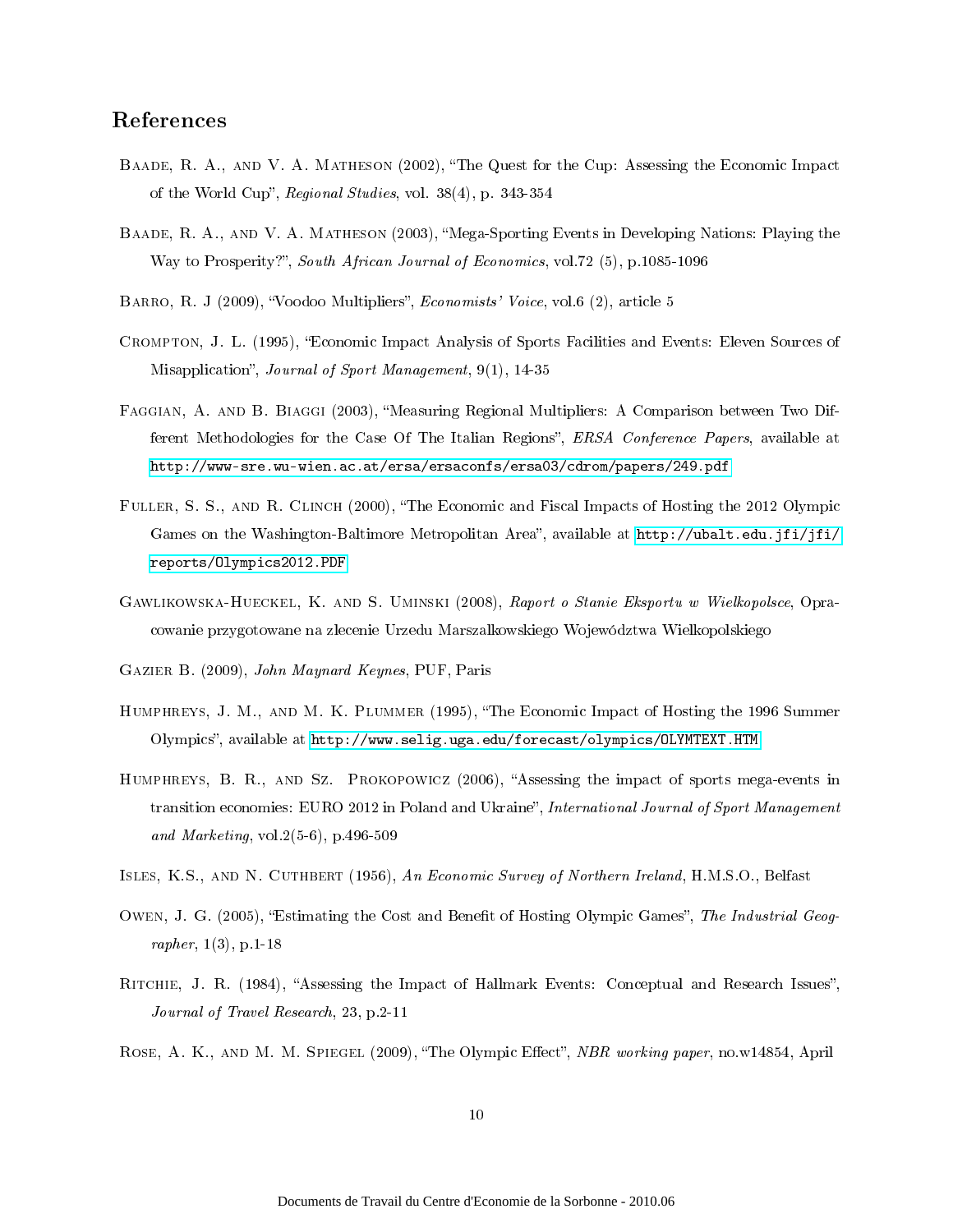## References

Baade, R. A., and V. A. Matheson (2002), "The Quest for the Cup: Assessing the Economic Impact of the World Cup", *Regional Studies*, vol. 38(4), p. 343-354

Baade, R. A., and V. A. Matheson (2003), "Mega-Sporting Events in Developing Nations: Playing the Way to Prosperity?", *South African Journal of Economics*, vol.72 (5), p.1085-1096

Barro, R. J (2009), "Voodoo Multipliers", *Economists' Voice*, vol.6 (2), article 5

Crompton, J. L. (1995), "Economic Impact Analysis of Sports Facilities and Events: Eleven Sources of Misapplication", *Journal of Sport Management*, 9(1), 14-35

Faggian, A. and B. Biaggi (2003), "Measuring Regional Multipliers: A Comparison between Two Different Methodologies for the Case Of The Italian Regions", *ERSA Conference Papers*, available at http://www-sre.wu-wien.ac.at/ersa/ersaconfs/ersa03/cdrom/papers/249.pdf

Fuller, S. S., and R. Clinch (2000), "The Economic and Fiscal Impacts of Hosting the 2012 Olympic Games on the Washington-Baltimore Metropolitan Area", available at http://ubalt.edu.jfi/jfi/reports/Olympics2012.PDF

Gawlikowska-Hueckel, K. and S. Uminski (2008), *Raport o Stanie Eksportu w Wielkopolsce*, Opracowanie przygotowane na zlecenie Urzedu Marszalkowskiego Województwa Wielkopolskiego

Gazier B. (2009), *John Maynard Keynes*, PUF, Paris

Humphreys, J. M., and M. K. Plummer (1995), "The Economic Impact of Hosting the 1996 Summer Olympics", available at http://www.selig.uga.edu/forecast/olympics/OLYMTEXT.HTM

Humphreys, B. R., and Sz. Prokopowicz (2006), "Assessing the impact of sports mega-events in transition economies: EURO 2012 in Poland and Ukraine", *International Journal of Sport Management and Marketing*, vol.2(5-6), p.496-509

Isles, K.S., and N. Cuthbert (1956), *An Economic Survey of Northern Ireland*, H.M.S.O., Belfast

Owen, J. G. (2005), "Estimating the Cost and Benefit of Hosting Olympic Games", *The Industrial Geographer*, 1(3), p.1-18

Ritchie, J. R. (1984), "Assessing the Impact of Hallmark Events: Conceptual and Research Issues", *Journal of Travel Research*, 23, p.2-11

Rose, A. K., and M. M. Spiegel (2009), "The Olympic Effect", *NBR working paper*, no.w14854, April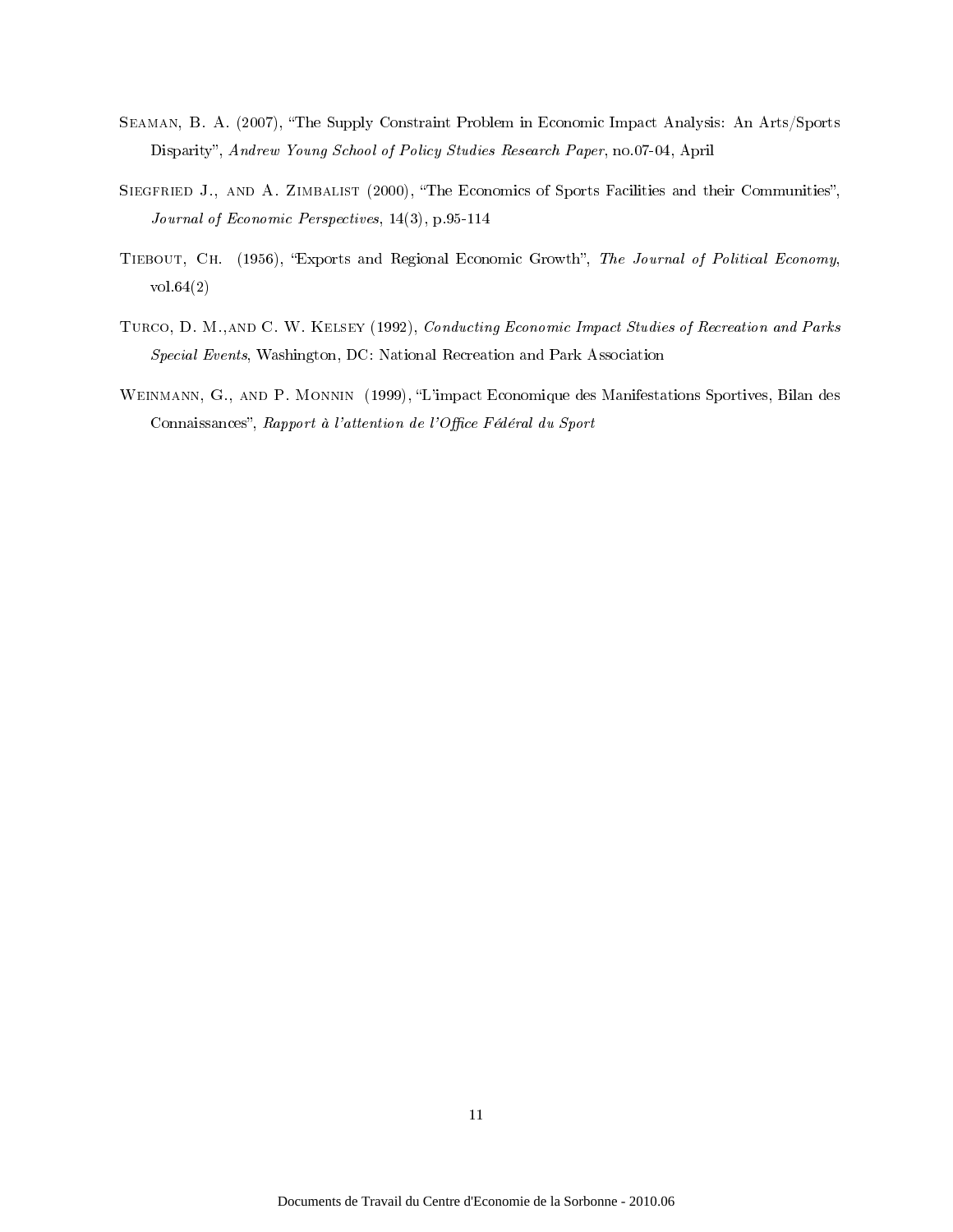Seaman, B. A. (2007), "The Supply Constraint Problem in Economic Impact Analysis: An Arts/Sports Disparity", *Andrew Young School of Policy Studies Research Paper*, no.07-04, April

Siegfried J., and A. Zimbalist (2000), "The Economics of Sports Facilities and their Communities", *Journal of Economic Perspectives*, 14(3), p.95-114

Tiebout, Ch. (1956), "Exports and Regional Economic Growth", *The Journal of Political Economy*, vol.64(2)

Turco, D. M.,and C. W. Kelsey (1992), *Conducting Economic Impact Studies of Recreation and Parks Special Events*, Washington, DC: National Recreation and Park Association

Weinmann, G., and P. Monnin (1999), "L'impact Economique des Manifestations Sportives, Bilan des Connaissances", *Rapport à l'attention de l'Office Fédéral du Sport*